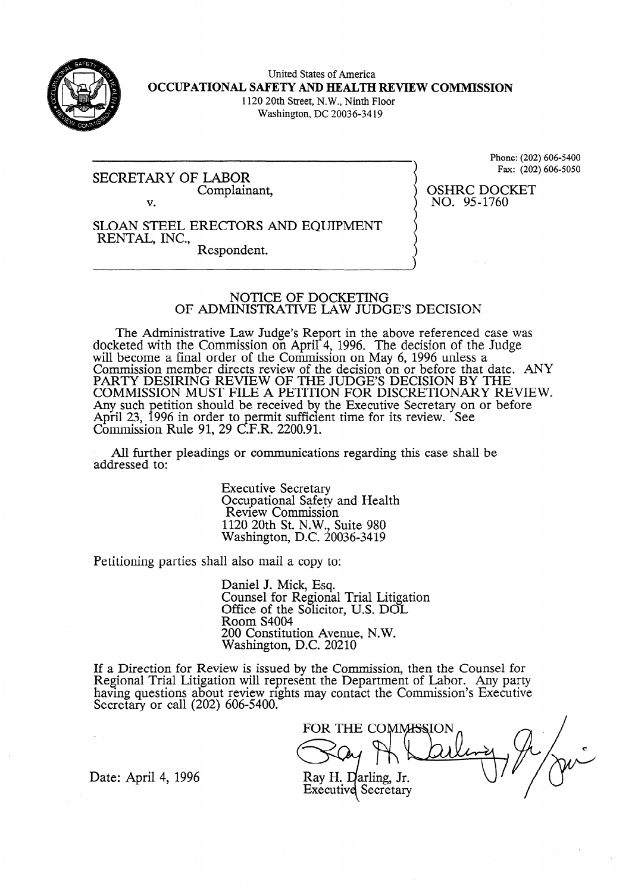United States of America
**OCCUPATIONAL SAFETY AND HEALTH REVIEW COMMISSION**
1120 20th Street, N.W., Ninth Floor
Washington, DC 20036-3419

Phone: (202) 606-5400
Fax: (202) 606-5050

SECRETARY OF LABOR
Complainant,

v.

SLOAN STEEL ERECTORS AND EQUIPMENT RENTAL, INC.,
Respondent.

OSHRC DOCKET NO. 95-1760

## NOTICE OF DOCKETING OF ADMINISTRATIVE LAW JUDGE'S DECISION

The Administrative Law Judge's Report in the above referenced case was docketed with the Commission on April 4, 1996. The decision of the Judge will become a final order of the Commission on May 6, 1996 unless a Commission member directs review of the decision on or before that date. ANY PARTY DESIRING REVIEW OF THE JUDGE'S DECISION BY THE COMMISSION MUST FILE A PETITION FOR DISCRETIONARY REVIEW. Any such petition should be received by the Executive Secretary on or before April 23, 1996 in order to permit sufficient time for its review. See Commission Rule 91, 29 C.F.R. 2200.91.

All further pleadings or communications regarding this case shall be addressed to:

Executive Secretary
Occupational Safety and Health Review Commission
1120 20th St. N.W., Suite 980
Washington, D.C. 20036-3419

Petitioning parties shall also mail a copy to:

Daniel J. Mick, Esq.
Counsel for Regional Trial Litigation
Office of the Solicitor, U.S. DOL
Room S4004
200 Constitution Avenue, N.W.
Washington, D.C. 20210

If a Direction for Review is issued by the Commission, then the Counsel for Regional Trial Litigation will represent the Department of Labor. Any party having questions about review rights may contact the Commission's Executive Secretary or call (202) 606-5400.

FOR THE COMMISSION

Ray H. Darling, Jr.
Executive Secretary

Date: April 4, 1996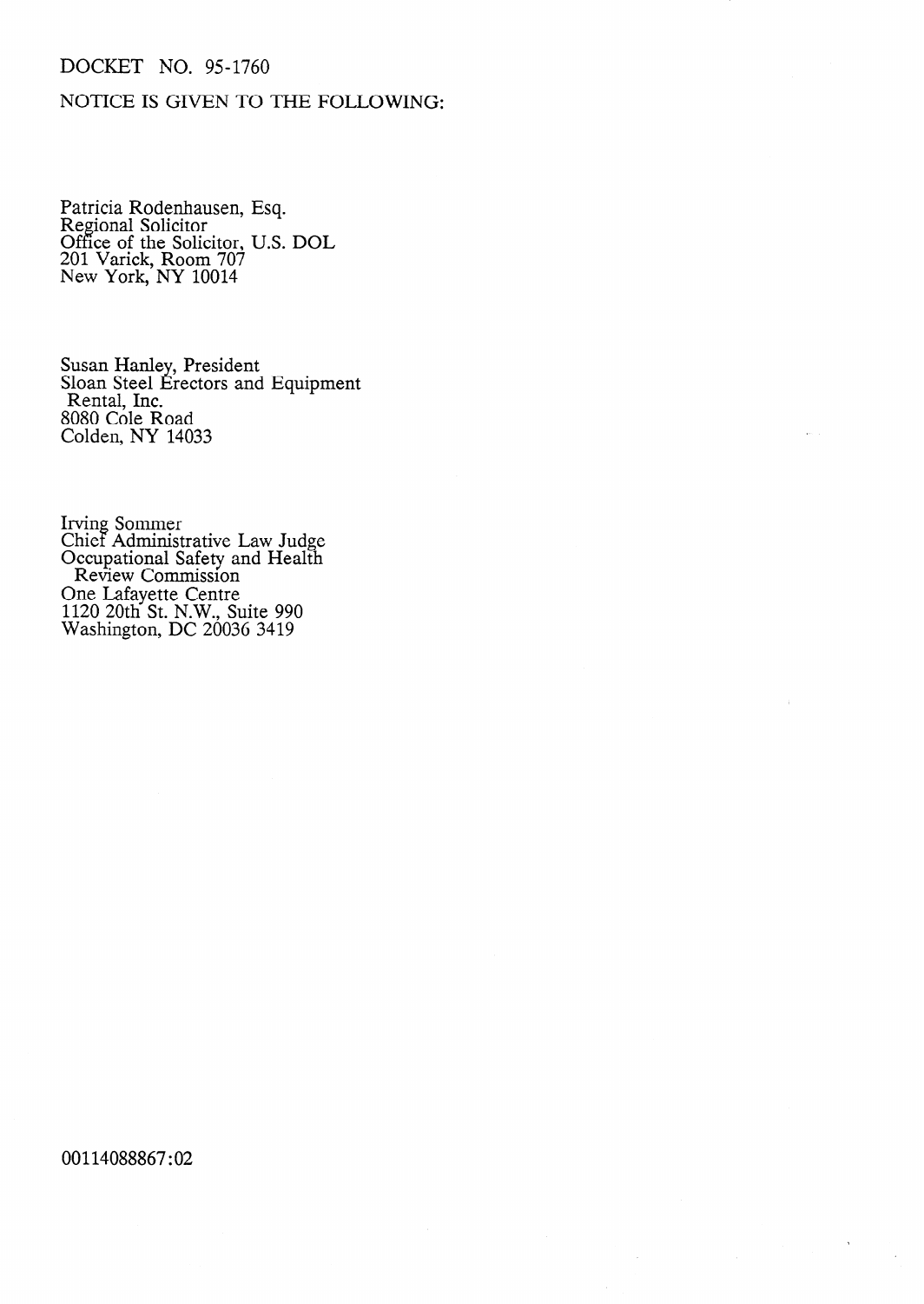DOCKET NO. 95-1760

NOTICE IS GIVEN TO THE FOLLOWING:

Patricia Rodenhausen, Esq.
Regional Solicitor
Office of the Solicitor, U.S. DOL
201 Varick, Room 707
New York, NY 10014

Susan Hanley, President
Sloan Steel Erectors and Equipment
Rental, Inc.
8080 Cole Road
Colden, NY 14033

Irving Sommer
Chief Administrative Law Judge
Occupational Safety and Health
Review Commission
One Lafayette Centre
1120 20th St. N.W., Suite 990
Washington, DC 20036 3419

00114088867:02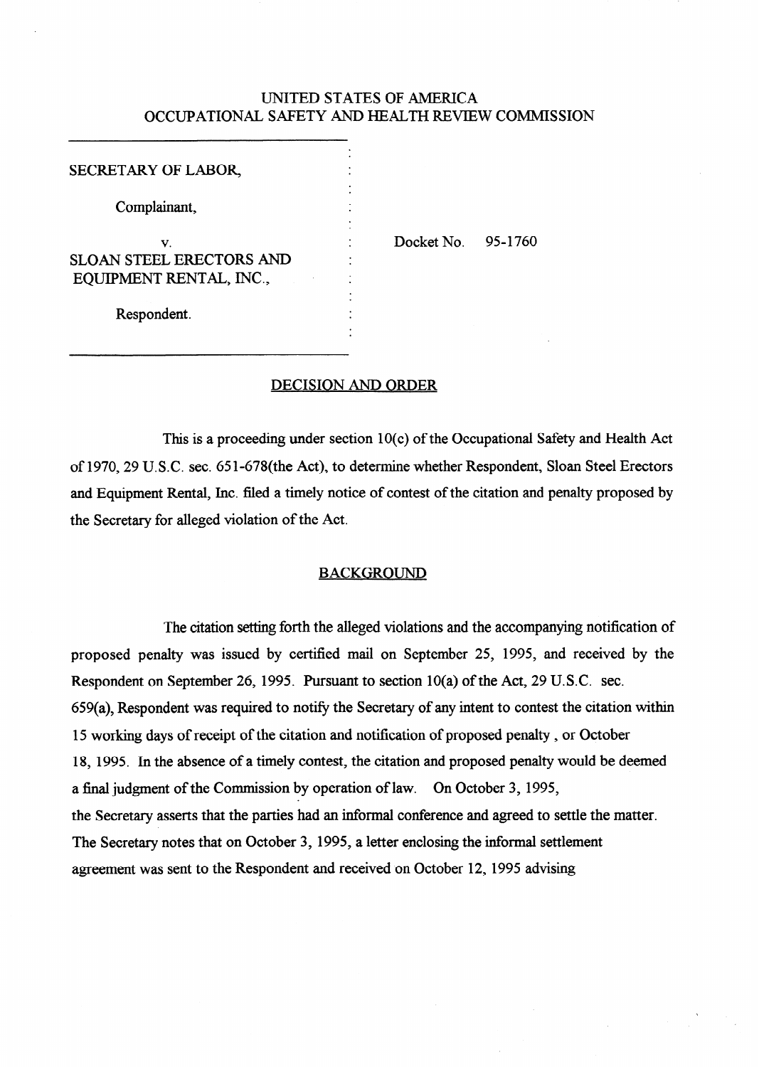UNITED STATES OF AMERICA
OCCUPATIONAL SAFETY AND HEALTH REVIEW COMMISSION

| | | |
|---|---|---|
| SECRETARY OF LABOR, | : | |
| Complainant, | : | |
| v. | : | Docket No. 95-1760 |
| SLOAN STEEL ERECTORS AND EQUIPMENT RENTAL, INC., | : | |
| Respondent. | : | |

## DECISION AND ORDER

This is a proceeding under section 10(c) of the Occupational Safety and Health Act of 1970, 29 U.S.C. sec. 651-678(the Act), to determine whether Respondent, Sloan Steel Erectors and Equipment Rental, Inc. filed a timely notice of contest of the citation and penalty proposed by the Secretary for alleged violation of the Act.

## BACKGROUND

The citation setting forth the alleged violations and the accompanying notification of proposed penalty was issued by certified mail on September 25, 1995, and received by the Respondent on September 26, 1995. Pursuant to section 10(a) of the Act, 29 U.S.C. sec. 659(a), Respondent was required to notify the Secretary of any intent to contest the citation within 15 working days of receipt of the citation and notification of proposed penalty , or October 18, 1995. In the absence of a timely contest, the citation and proposed penalty would be deemed a final judgment of the Commission by operation of law. On October 3, 1995, the Secretary asserts that the parties had an informal conference and agreed to settle the matter. The Secretary notes that on October 3, 1995, a letter enclosing the informal settlement agreement was sent to the Respondent and received on October 12, 1995 advising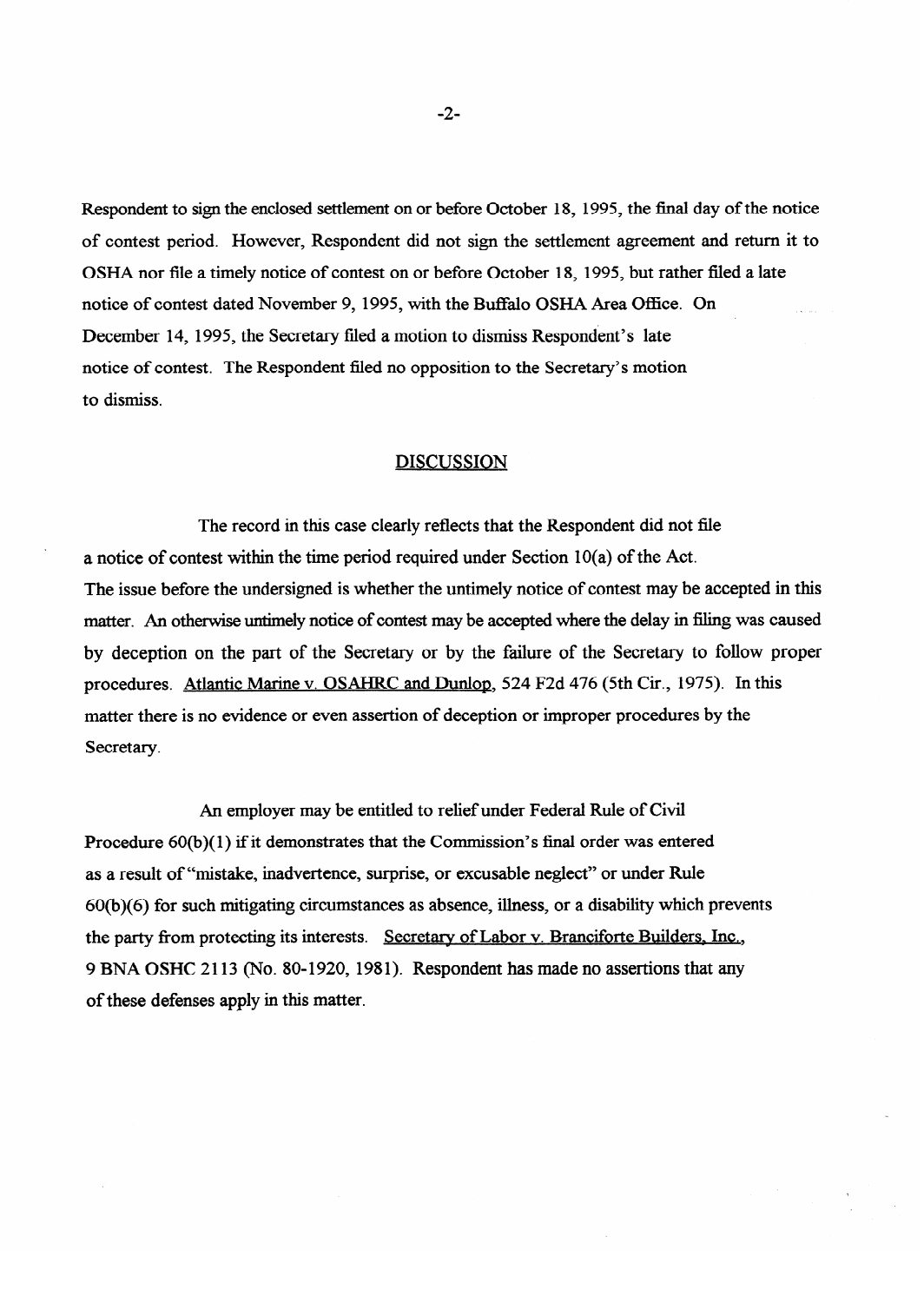Respondent to sign the enclosed settlement on or before October 18, 1995, the final day of the notice of contest period. However, Respondent did not sign the settlement agreement and return it to OSHA nor file a timely notice of contest on or before October 18, 1995, but rather filed a late notice of contest dated November 9, 1995, with the Buffalo OSHA Area Office. On December 14, 1995, the Secretary filed a motion to dismiss Respondent's late notice of contest. The Respondent filed no opposition to the Secretary's motion to dismiss.

## DISCUSSION

The record in this case clearly reflects that the Respondent did not file a notice of contest within the time period required under Section 10(a) of the Act. The issue before the undersigned is whether the untimely notice of contest may be accepted in this matter. An otherwise untimely notice of contest may be accepted where the delay in filing was caused by deception on the part of the Secretary or by the failure of the Secretary to follow proper procedures. Atlantic Marine v. OSAHRC and Dunlop, 524 F2d 476 (5th Cir., 1975). In this matter there is no evidence or even assertion of deception or improper procedures by the Secretary.

An employer may be entitled to relief under Federal Rule of Civil Procedure 60(b)(1) if it demonstrates that the Commission's final order was entered as a result of "mistake, inadvertence, surprise, or excusable neglect" or under Rule 60(b)(6) for such mitigating circumstances as absence, illness, or a disability which prevents the party from protecting its interests. Secretary of Labor v. Branciforte Builders, Inc., 9 BNA OSHC 2113 (No. 80-1920, 1981). Respondent has made no assertions that any of these defenses apply in this matter.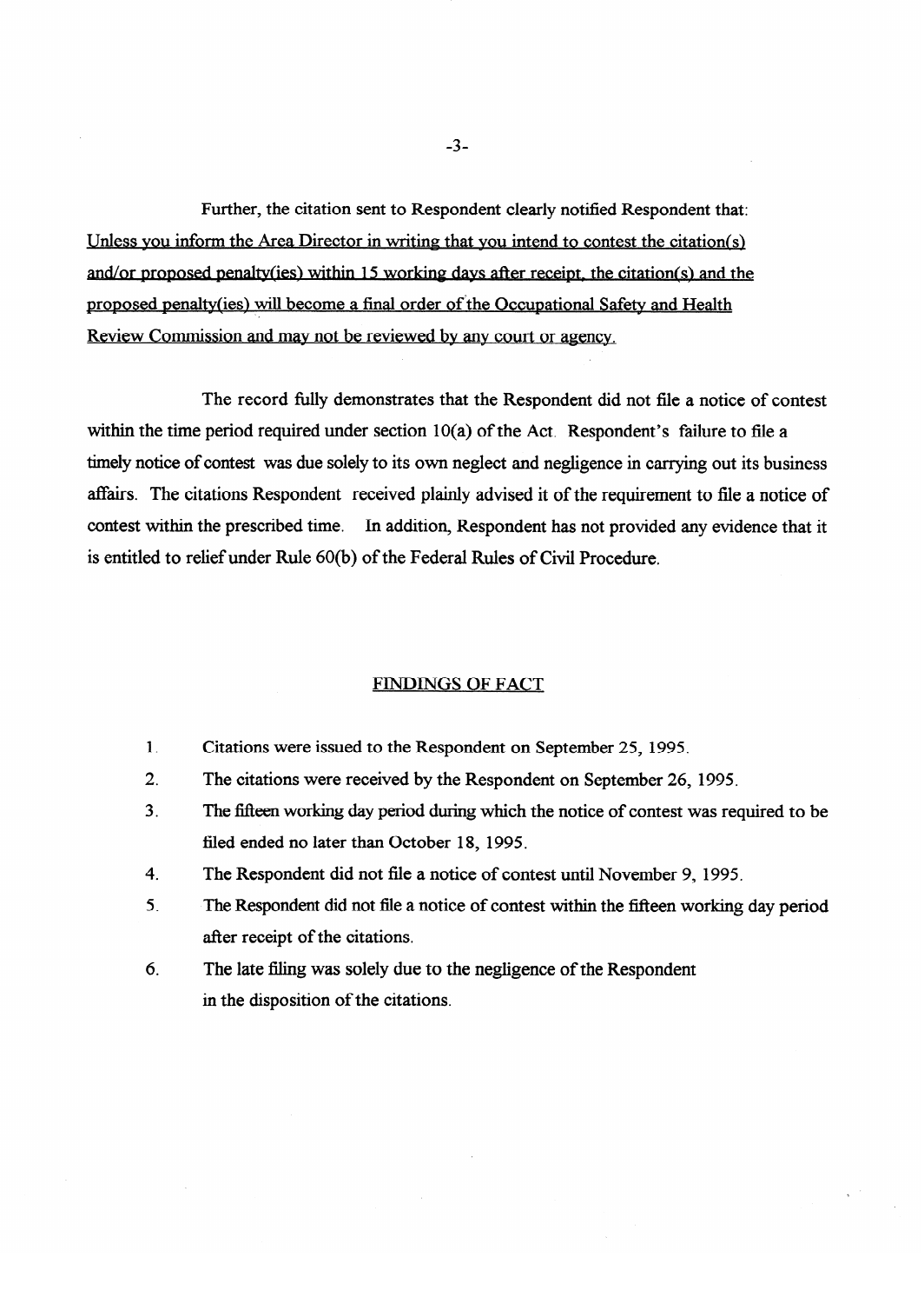Further, the citation sent to Respondent clearly notified Respondent that: Unless you inform the Area Director in writing that you intend to contest the citation(s) and/or proposed penalty(ies) within 15 working days after receipt, the citation(s) and the proposed penalty(ies) will become a final order of the Occupational Safety and Health Review Commission and may not be reviewed by any court or agency.

The record fully demonstrates that the Respondent did not file a notice of contest within the time period required under section 10(a) of the Act. Respondent's failure to file a timely notice of contest was due solely to its own neglect and negligence in carrying out its business affairs. The citations Respondent received plainly advised it of the requirement to file a notice of contest within the prescribed time. In addition, Respondent has not provided any evidence that it is entitled to relief under Rule 60(b) of the Federal Rules of Civil Procedure.

## FINDINGS OF FACT

1. Citations were issued to the Respondent on September 25, 1995.
2. The citations were received by the Respondent on September 26, 1995.
3. The fifteen working day period during which the notice of contest was required to be filed ended no later than October 18, 1995.
4. The Respondent did not file a notice of contest until November 9, 1995.
5. The Respondent did not file a notice of contest within the fifteen working day period after receipt of the citations.
6. The late filing was solely due to the negligence of the Respondent in the disposition of the citations.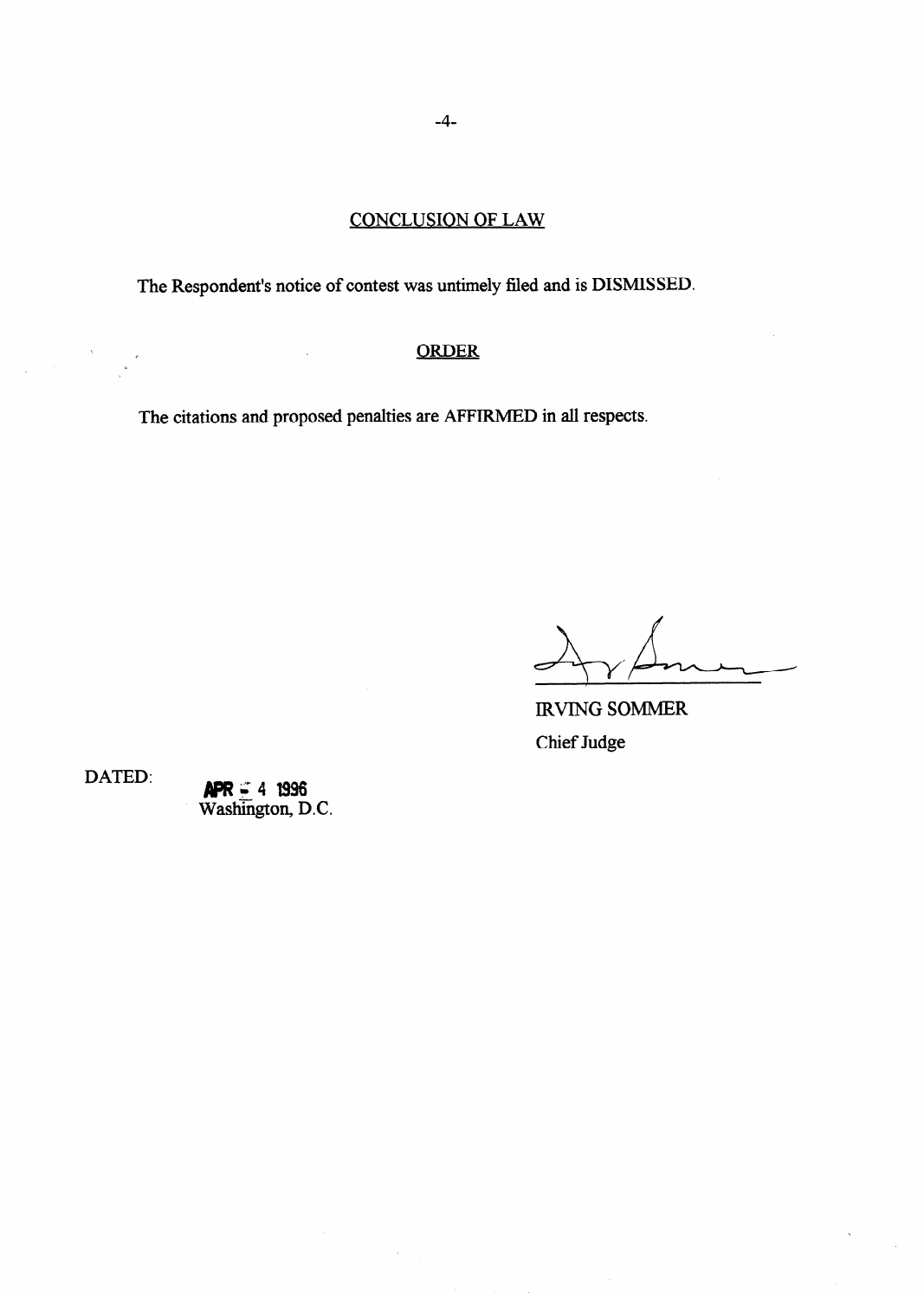## CONCLUSION OF LAW

The Respondent's notice of contest was untimely filed and is DISMISSED.

## ORDER

The citations and proposed penalties are AFFIRMED in all respects.

IRVING SOMMER
Chief Judge

DATED: APR 4 1996
Washington, D.C.